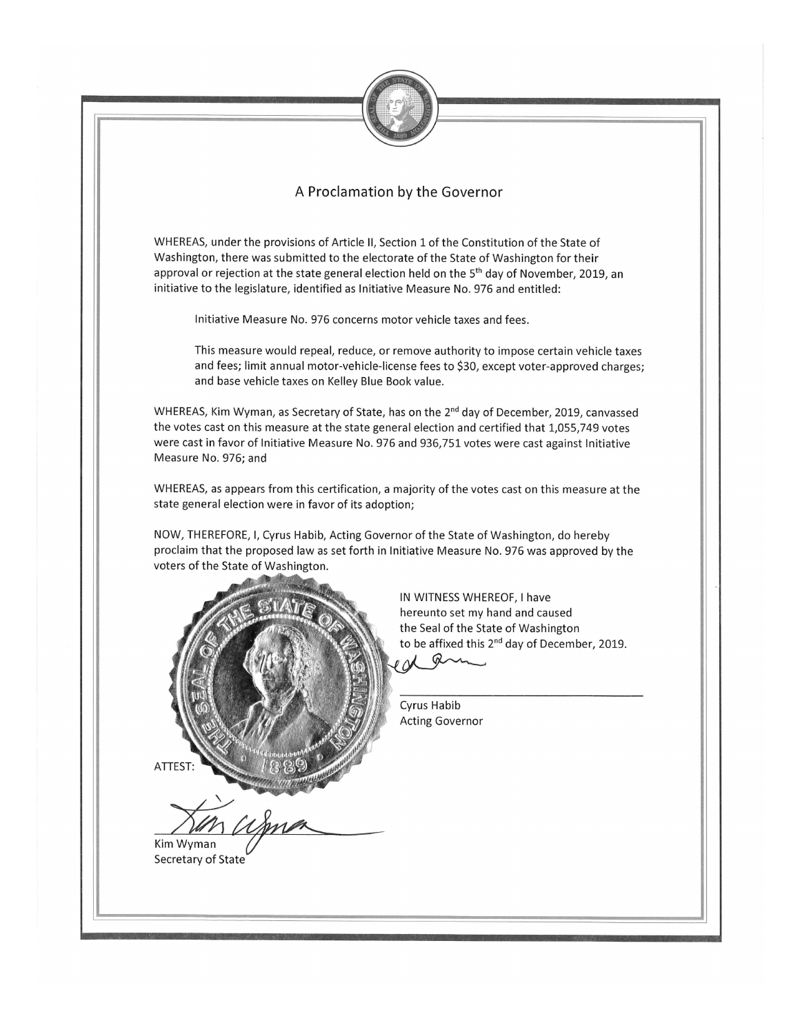# A Proclamation by the Governor

WHEREAS, under the provisions of Article II, Section 1 of the Constitution of the State of Washington, there was submitted to the electorate of the State of Washington for their approval or rejection at the state general election held on the 5th day of November, 2019, an initiative to the legislature, identified as Initiative Measure No. 976 and entitled:

> Initiative Measure No. 976 concerns motor vehicle taxes and fees.
>
> This measure would repeal, reduce, or remove authority to impose certain vehicle taxes and fees; limit annual motor-vehicle-license fees to $30, except voter-approved charges; and base vehicle taxes on Kelley Blue Book value.

WHEREAS, Kim Wyman, as Secretary of State, has on the 2nd day of December, 2019, canvassed the votes cast on this measure at the state general election and certified that 1,055,749 votes were cast in favor of Initiative Measure No. 976 and 936,751 votes were cast against Initiative Measure No. 976; and

WHEREAS, as appears from this certification, a majority of the votes cast on this measure at the state general election were in favor of its adoption;

NOW, THEREFORE, I, Cyrus Habib, Acting Governor of the State of Washington, do hereby proclaim that the proposed law as set forth in Initiative Measure No. 976 was approved by the voters of the State of Washington.

IN WITNESS WHEREOF, I have hereunto set my hand and caused the Seal of the State of Washington to be affixed this 2nd day of December, 2019.

Cyrus Habib
Acting Governor

ATTEST:

Kim Wyman
Secretary of State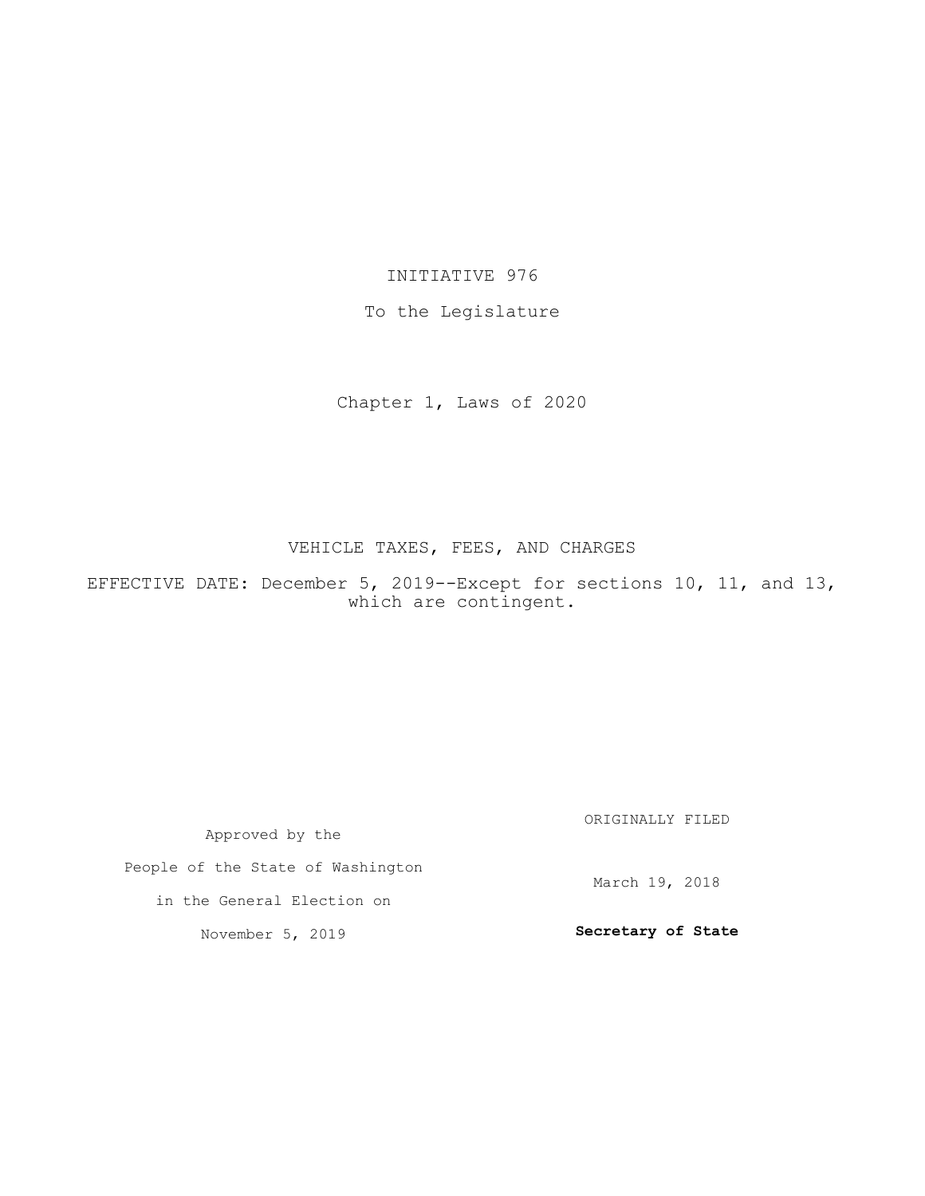INITIATIVE 976

To the Legislature

Chapter 1, Laws of 2020

VEHICLE TAXES, FEES, AND CHARGES

EFFECTIVE DATE: December 5, 2019--Except for sections 10, 11, and 13, which are contingent.

Approved by the People of the State of Washington in the General Election on November 5, 2019

ORIGINALLY FILED

March 19, 2018

**Secretary of State**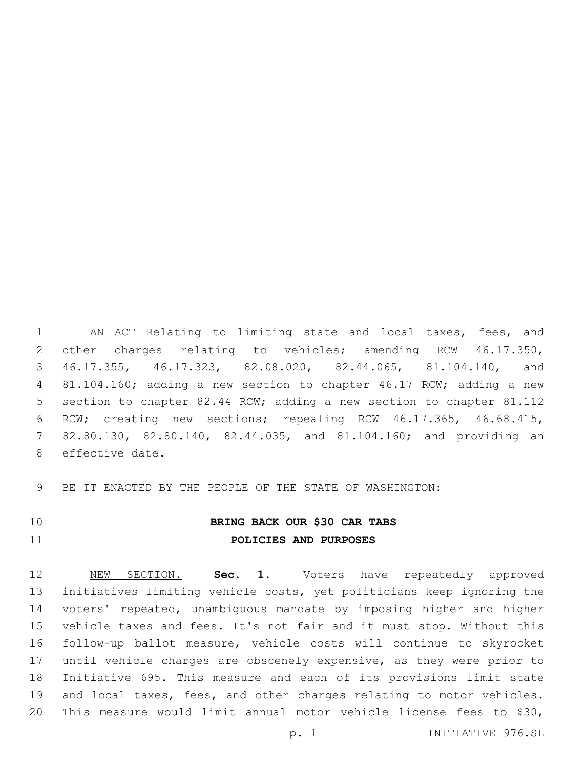AN ACT Relating to limiting state and local taxes, fees, and other charges relating to vehicles; amending RCW 46.17.350, 46.17.355, 46.17.323, 82.08.020, 82.44.065, 81.104.140, and 81.104.160; adding a new section to chapter 46.17 RCW; adding a new section to chapter 82.44 RCW; adding a new section to chapter 81.112 RCW; creating new sections; repealing RCW 46.17.365, 46.68.415, 82.80.130, 82.80.140, 82.44.035, and 81.104.160; and providing an effective date.

BE IT ENACTED BY THE PEOPLE OF THE STATE OF WASHINGTON:

**BRING BACK OUR $30 CAR TABS**

**POLICIES AND PURPOSES**

NEW SECTION. **Sec. 1.** Voters have repeatedly approved initiatives limiting vehicle costs, yet politicians keep ignoring the voters' repeated, unambiguous mandate by imposing higher and higher vehicle taxes and fees. It's not fair and it must stop. Without this follow-up ballot measure, vehicle costs will continue to skyrocket until vehicle charges are obscenely expensive, as they were prior to Initiative 695. This measure and each of its provisions limit state and local taxes, fees, and other charges relating to motor vehicles. This measure would limit annual motor vehicle license fees to $30,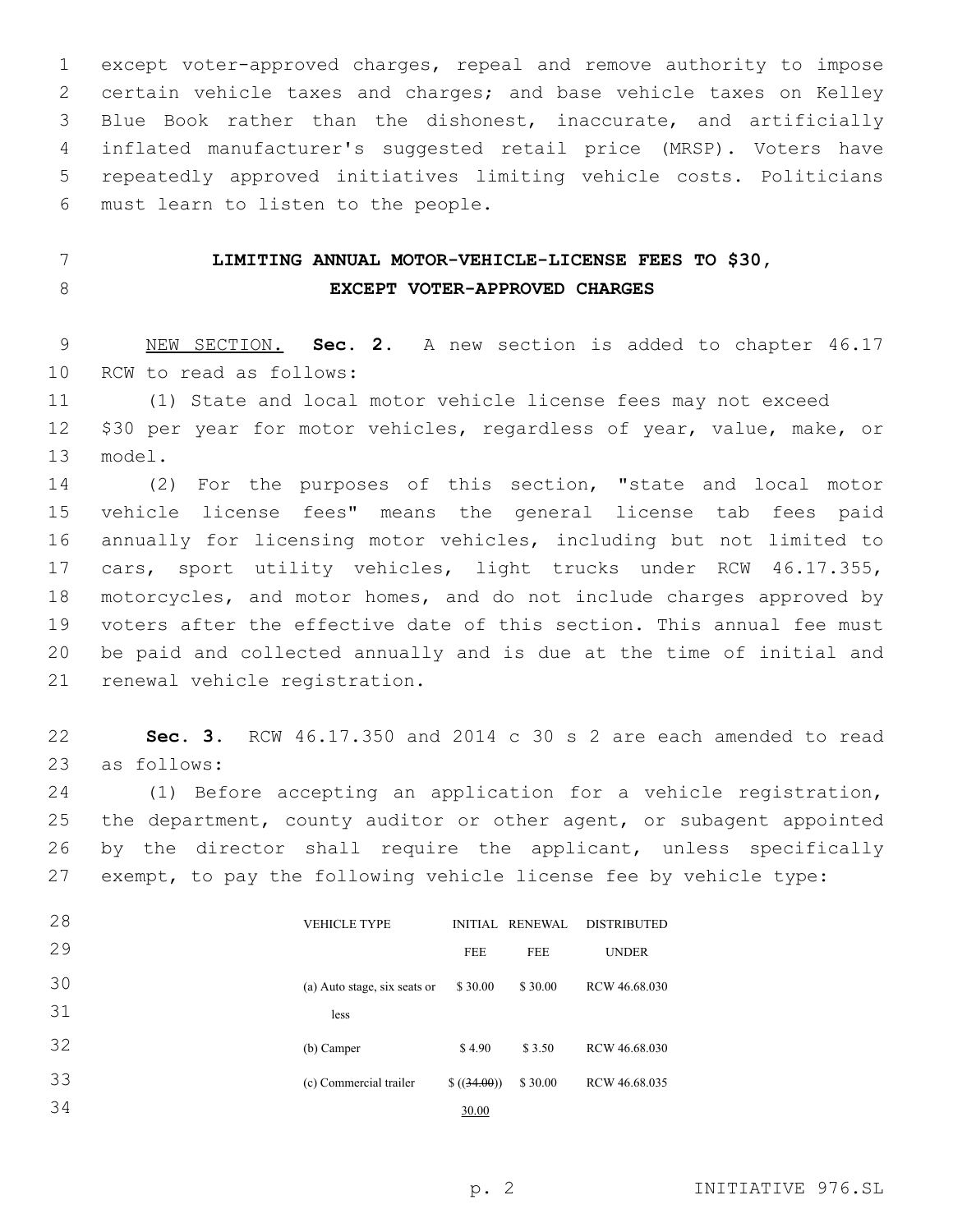except voter-approved charges, repeal and remove authority to impose certain vehicle taxes and charges; and base vehicle taxes on Kelley Blue Book rather than the dishonest, inaccurate, and artificially inflated manufacturer's suggested retail price (MRSP). Voters have repeatedly approved initiatives limiting vehicle costs. Politicians must learn to listen to the people.

## LIMITING ANNUAL MOTOR-VEHICLE-LICENSE FEES TO $30, EXCEPT VOTER-APPROVED CHARGES

NEW SECTION. **Sec. 2.** A new section is added to chapter 46.17 RCW to read as follows:

(1) State and local motor vehicle license fees may not exceed $30 per year for motor vehicles, regardless of year, value, make, or model.

(2) For the purposes of this section, "state and local motor vehicle license fees" means the general license tab fees paid annually for licensing motor vehicles, including but not limited to cars, sport utility vehicles, light trucks under RCW 46.17.355, motorcycles, and motor homes, and do not include charges approved by voters after the effective date of this section. This annual fee must be paid and collected annually and is due at the time of initial and renewal vehicle registration.

**Sec. 3.** RCW 46.17.350 and 2014 c 30 s 2 are each amended to read as follows:

(1) Before accepting an application for a vehicle registration, the department, county auditor or other agent, or subagent appointed by the director shall require the applicant, unless specifically exempt, to pay the following vehicle license fee by vehicle type:

| VEHICLE TYPE | INITIAL FEE | RENEWAL FEE | DISTRIBUTED UNDER |
|---|---|---|---|
| (a) Auto stage, six seats or less | $ 30.00 | $ 30.00 | RCW 46.68.030 |
| (b) Camper | $ 4.90 | $ 3.50 | RCW 46.68.030 |
| (c) Commercial trailer | $ ((~~34.00~~)) 30.00 | $ 30.00 | RCW 46.68.035 |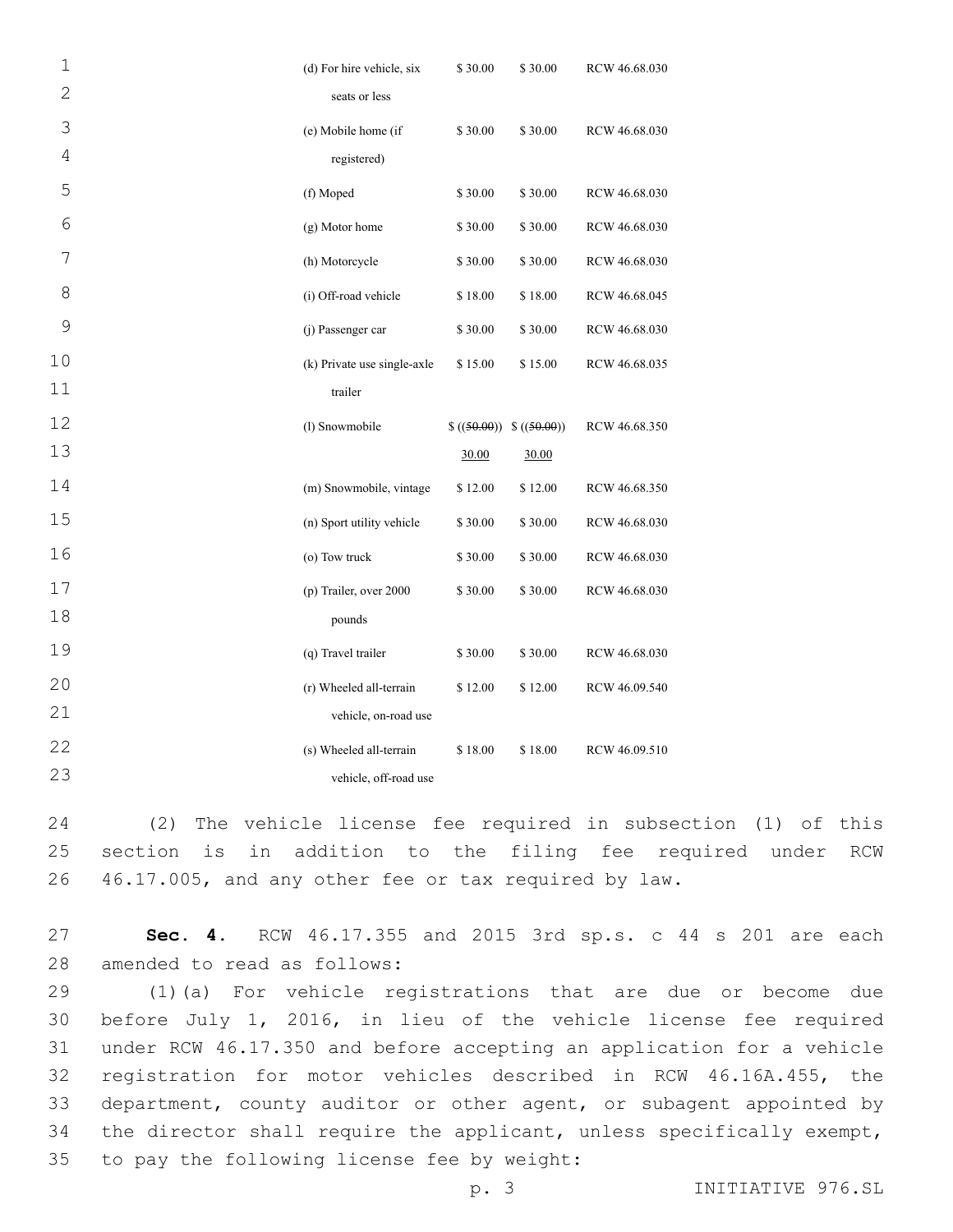| | | | |
|---|---|---|---|
| (d) For hire vehicle, six seats or less | $ 30.00 | $ 30.00 | RCW 46.68.030 |
| (e) Mobile home (if registered) | $ 30.00 | $ 30.00 | RCW 46.68.030 |
| (f) Moped | $ 30.00 | $ 30.00 | RCW 46.68.030 |
| (g) Motor home | $ 30.00 | $ 30.00 | RCW 46.68.030 |
| (h) Motorcycle | $ 30.00 | $ 30.00 | RCW 46.68.030 |
| (i) Off-road vehicle | $ 18.00 | $ 18.00 | RCW 46.68.045 |
| (j) Passenger car | $ 30.00 | $ 30.00 | RCW 46.68.030 |
| (k) Private use single-axle trailer | $ 15.00 | $ 15.00 | RCW 46.68.035 |
| (l) Snowmobile | $ ((~~50.00~~)) 30.00 | $ ((~~50.00~~)) 30.00 | RCW 46.68.350 |
| (m) Snowmobile, vintage | $ 12.00 | $ 12.00 | RCW 46.68.350 |
| (n) Sport utility vehicle | $ 30.00 | $ 30.00 | RCW 46.68.030 |
| (o) Tow truck | $ 30.00 | $ 30.00 | RCW 46.68.030 |
| (p) Trailer, over 2000 pounds | $ 30.00 | $ 30.00 | RCW 46.68.030 |
| (q) Travel trailer | $ 30.00 | $ 30.00 | RCW 46.68.030 |
| (r) Wheeled all-terrain vehicle, on-road use | $ 12.00 | $ 12.00 | RCW 46.09.540 |
| (s) Wheeled all-terrain vehicle, off-road use | $ 18.00 | $ 18.00 | RCW 46.09.510 |

(2) The vehicle license fee required in subsection (1) of this section is in addition to the filing fee required under RCW 46.17.005, and any other fee or tax required by law.

**Sec. 4.** RCW 46.17.355 and 2015 3rd sp.s. c 44 s 201 are each amended to read as follows:

(1)(a) For vehicle registrations that are due or become due before July 1, 2016, in lieu of the vehicle license fee required under RCW 46.17.350 and before accepting an application for a vehicle registration for motor vehicles described in RCW 46.16A.455, the department, county auditor or other agent, or subagent appointed by the director shall require the applicant, unless specifically exempt, to pay the following license fee by weight: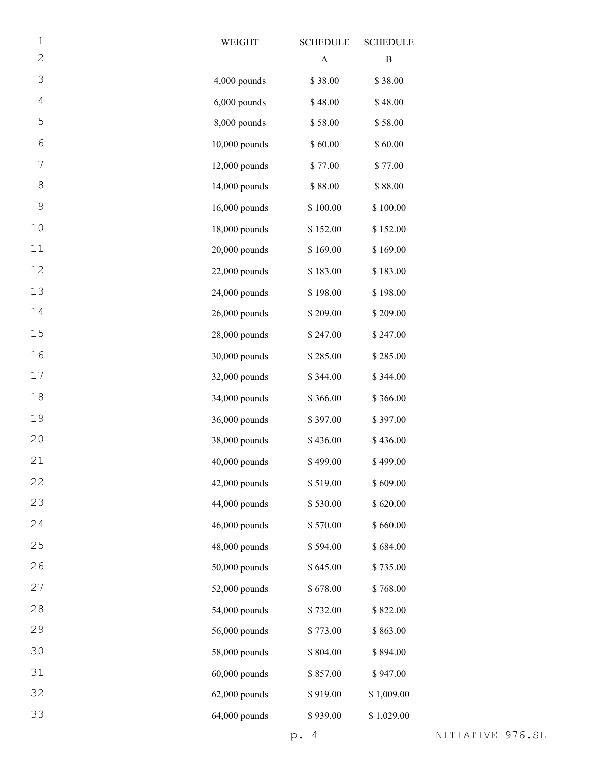| WEIGHT | SCHEDULE A | SCHEDULE B |
|---|---|---|
| 4,000 pounds | $ 38.00 | $ 38.00 |
| 6,000 pounds | $ 48.00 | $ 48.00 |
| 8,000 pounds | $ 58.00 | $ 58.00 |
| 10,000 pounds | $ 60.00 | $ 60.00 |
| 12,000 pounds | $ 77.00 | $ 77.00 |
| 14,000 pounds | $ 88.00 | $ 88.00 |
| 16,000 pounds | $ 100.00 | $ 100.00 |
| 18,000 pounds | $ 152.00 | $ 152.00 |
| 20,000 pounds | $ 169.00 | $ 169.00 |
| 22,000 pounds | $ 183.00 | $ 183.00 |
| 24,000 pounds | $ 198.00 | $ 198.00 |
| 26,000 pounds | $ 209.00 | $ 209.00 |
| 28,000 pounds | $ 247.00 | $ 247.00 |
| 30,000 pounds | $ 285.00 | $ 285.00 |
| 32,000 pounds | $ 344.00 | $ 344.00 |
| 34,000 pounds | $ 366.00 | $ 366.00 |
| 36,000 pounds | $ 397.00 | $ 397.00 |
| 38,000 pounds | $ 436.00 | $ 436.00 |
| 40,000 pounds | $ 499.00 | $ 499.00 |
| 42,000 pounds | $ 519.00 | $ 609.00 |
| 44,000 pounds | $ 530.00 | $ 620.00 |
| 46,000 pounds | $ 570.00 | $ 660.00 |
| 48,000 pounds | $ 594.00 | $ 684.00 |
| 50,000 pounds | $ 645.00 | $ 735.00 |
| 52,000 pounds | $ 678.00 | $ 768.00 |
| 54,000 pounds | $ 732.00 | $ 822.00 |
| 56,000 pounds | $ 773.00 | $ 863.00 |
| 58,000 pounds | $ 804.00 | $ 894.00 |
| 60,000 pounds | $ 857.00 | $ 947.00 |
| 62,000 pounds | $ 919.00 | $ 1,009.00 |
| 64,000 pounds | $ 939.00 | $ 1,029.00 |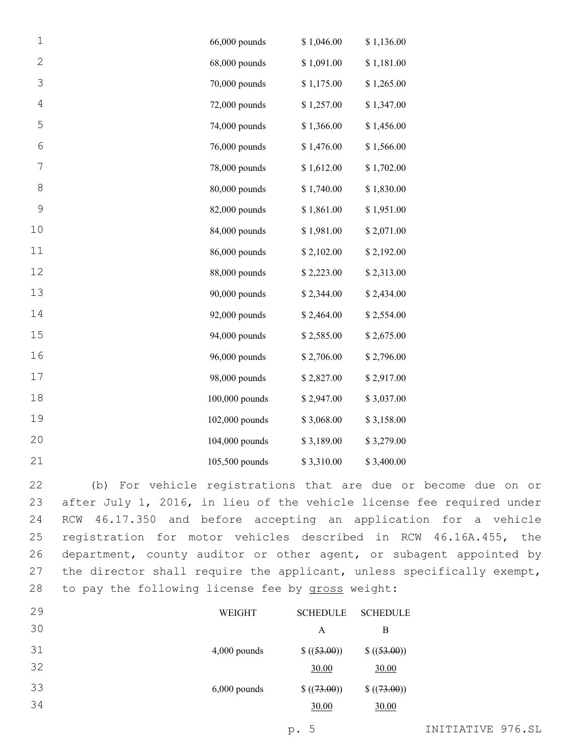| | | |
|---|---|---|
| 66,000 pounds | $ 1,046.00 | $ 1,136.00 |
| 68,000 pounds | $ 1,091.00 | $ 1,181.00 |
| 70,000 pounds | $ 1,175.00 | $ 1,265.00 |
| 72,000 pounds | $ 1,257.00 | $ 1,347.00 |
| 74,000 pounds | $ 1,366.00 | $ 1,456.00 |
| 76,000 pounds | $ 1,476.00 | $ 1,566.00 |
| 78,000 pounds | $ 1,612.00 | $ 1,702.00 |
| 80,000 pounds | $ 1,740.00 | $ 1,830.00 |
| 82,000 pounds | $ 1,861.00 | $ 1,951.00 |
| 84,000 pounds | $ 1,981.00 | $ 2,071.00 |
| 86,000 pounds | $ 2,102.00 | $ 2,192.00 |
| 88,000 pounds | $ 2,223.00 | $ 2,313.00 |
| 90,000 pounds | $ 2,344.00 | $ 2,434.00 |
| 92,000 pounds | $ 2,464.00 | $ 2,554.00 |
| 94,000 pounds | $ 2,585.00 | $ 2,675.00 |
| 96,000 pounds | $ 2,706.00 | $ 2,796.00 |
| 98,000 pounds | $ 2,827.00 | $ 2,917.00 |
| 100,000 pounds | $ 2,947.00 | $ 3,037.00 |
| 102,000 pounds | $ 3,068.00 | $ 3,158.00 |
| 104,000 pounds | $ 3,189.00 | $ 3,279.00 |
| 105,500 pounds | $ 3,310.00 | $ 3,400.00 |

(b) For vehicle registrations that are due or become due on or after July 1, 2016, in lieu of the vehicle license fee required under RCW 46.17.350 and before accepting an application for a vehicle registration for motor vehicles described in RCW 46.16A.455, the department, county auditor or other agent, or subagent appointed by the director shall require the applicant, unless specifically exempt, to pay the following license fee by gross weight:

| WEIGHT | SCHEDULE A | SCHEDULE B |
|---|---|---|
| 4,000 pounds | $ ((~~53.00~~)) 30.00 | $ ((~~53.00~~)) 30.00 |
| 6,000 pounds | $ ((~~73.00~~)) 30.00 | $ ((~~73.00~~)) 30.00 |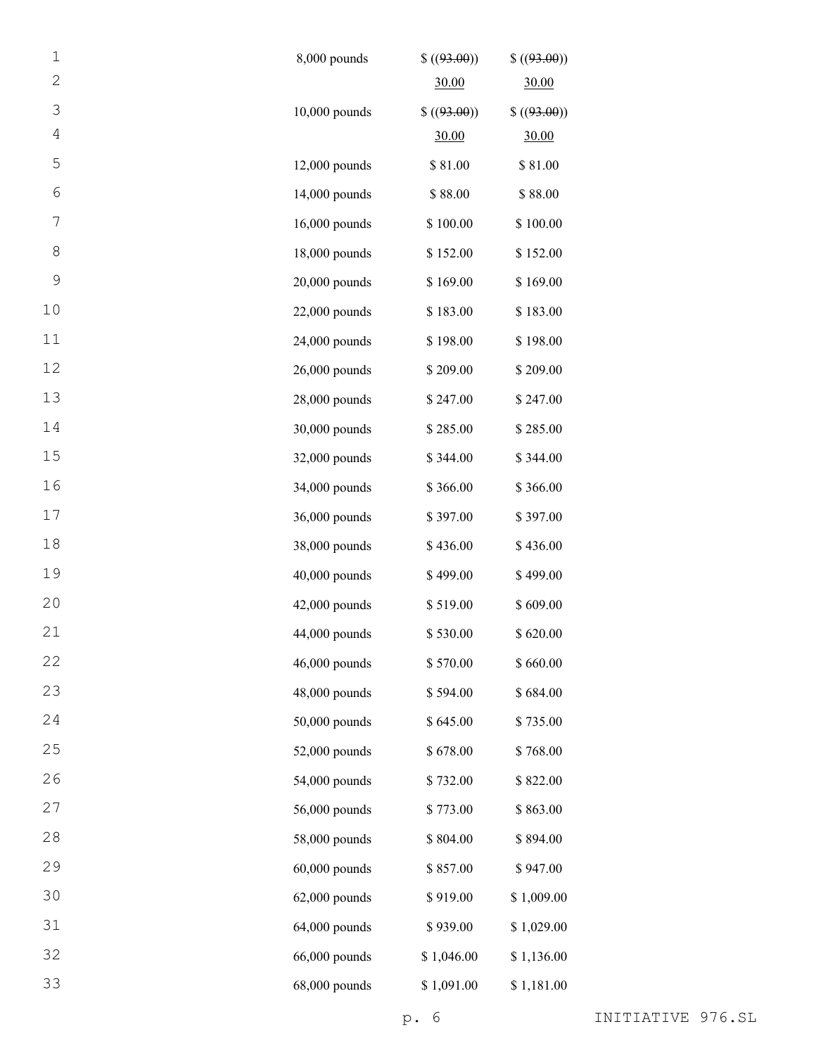| | | |
|---|---|---|
| 8,000 pounds | $ ((~~93.00~~)) 30.00 | $ ((~~93.00~~)) 30.00 |
| 10,000 pounds | $ ((~~93.00~~)) 30.00 | $ ((~~93.00~~)) 30.00 |
| 12,000 pounds | $ 81.00 | $ 81.00 |
| 14,000 pounds | $ 88.00 | $ 88.00 |
| 16,000 pounds | $ 100.00 | $ 100.00 |
| 18,000 pounds | $ 152.00 | $ 152.00 |
| 20,000 pounds | $ 169.00 | $ 169.00 |
| 22,000 pounds | $ 183.00 | $ 183.00 |
| 24,000 pounds | $ 198.00 | $ 198.00 |
| 26,000 pounds | $ 209.00 | $ 209.00 |
| 28,000 pounds | $ 247.00 | $ 247.00 |
| 30,000 pounds | $ 285.00 | $ 285.00 |
| 32,000 pounds | $ 344.00 | $ 344.00 |
| 34,000 pounds | $ 366.00 | $ 366.00 |
| 36,000 pounds | $ 397.00 | $ 397.00 |
| 38,000 pounds | $ 436.00 | $ 436.00 |
| 40,000 pounds | $ 499.00 | $ 499.00 |
| 42,000 pounds | $ 519.00 | $ 609.00 |
| 44,000 pounds | $ 530.00 | $ 620.00 |
| 46,000 pounds | $ 570.00 | $ 660.00 |
| 48,000 pounds | $ 594.00 | $ 684.00 |
| 50,000 pounds | $ 645.00 | $ 735.00 |
| 52,000 pounds | $ 678.00 | $ 768.00 |
| 54,000 pounds | $ 732.00 | $ 822.00 |
| 56,000 pounds | $ 773.00 | $ 863.00 |
| 58,000 pounds | $ 804.00 | $ 894.00 |
| 60,000 pounds | $ 857.00 | $ 947.00 |
| 62,000 pounds | $ 919.00 | $ 1,009.00 |
| 64,000 pounds | $ 939.00 | $ 1,029.00 |
| 66,000 pounds | $ 1,046.00 | $ 1,136.00 |
| 68,000 pounds | $ 1,091.00 | $ 1,181.00 |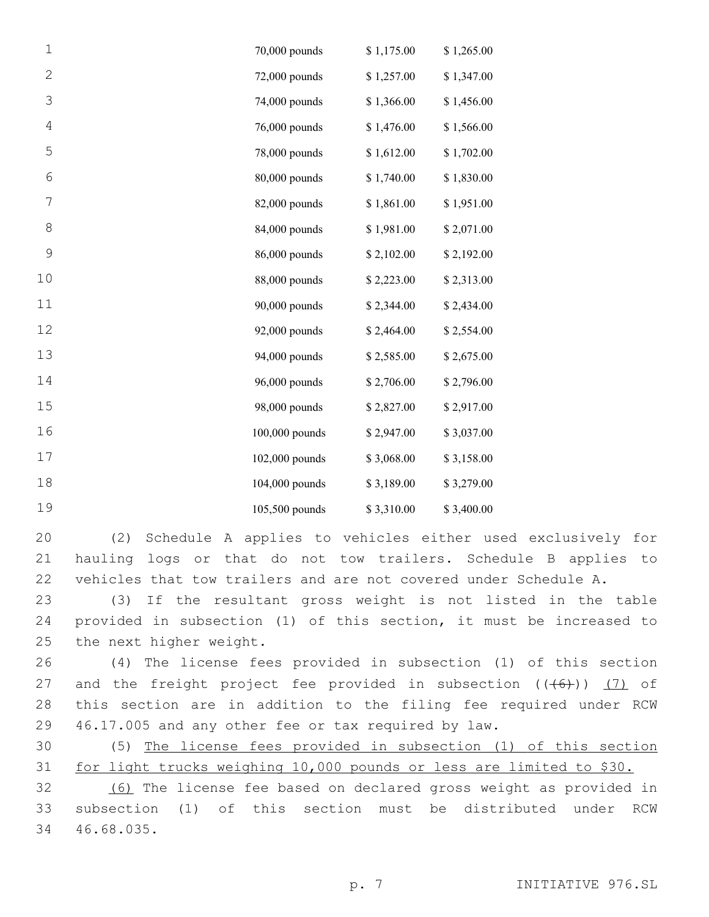| | | |
|---|---|---|
| 70,000 pounds | $ 1,175.00 | $ 1,265.00 |
| 72,000 pounds | $ 1,257.00 | $ 1,347.00 |
| 74,000 pounds | $ 1,366.00 | $ 1,456.00 |
| 76,000 pounds | $ 1,476.00 | $ 1,566.00 |
| 78,000 pounds | $ 1,612.00 | $ 1,702.00 |
| 80,000 pounds | $ 1,740.00 | $ 1,830.00 |
| 82,000 pounds | $ 1,861.00 | $ 1,951.00 |
| 84,000 pounds | $ 1,981.00 | $ 2,071.00 |
| 86,000 pounds | $ 2,102.00 | $ 2,192.00 |
| 88,000 pounds | $ 2,223.00 | $ 2,313.00 |
| 90,000 pounds | $ 2,344.00 | $ 2,434.00 |
| 92,000 pounds | $ 2,464.00 | $ 2,554.00 |
| 94,000 pounds | $ 2,585.00 | $ 2,675.00 |
| 96,000 pounds | $ 2,706.00 | $ 2,796.00 |
| 98,000 pounds | $ 2,827.00 | $ 2,917.00 |
| 100,000 pounds | $ 2,947.00 | $ 3,037.00 |
| 102,000 pounds | $ 3,068.00 | $ 3,158.00 |
| 104,000 pounds | $ 3,189.00 | $ 3,279.00 |
| 105,500 pounds | $ 3,310.00 | $ 3,400.00 |

(2) Schedule A applies to vehicles either used exclusively for hauling logs or that do not tow trailers. Schedule B applies to vehicles that tow trailers and are not covered under Schedule A.

(3) If the resultant gross weight is not listed in the table provided in subsection (1) of this section, it must be increased to the next higher weight.

(4) The license fees provided in subsection (1) of this section and the freight project fee provided in subsection ((~~(6)~~)) <u>(7)</u> of this section are in addition to the filing fee required under RCW 46.17.005 and any other fee or tax required by law.

(5) <u>The license fees provided in subsection (1) of this section for light trucks weighing 10,000 pounds or less are limited to $30.</u>

<u>(6)</u> The license fee based on declared gross weight as provided in subsection (1) of this section must be distributed under RCW 46.68.035.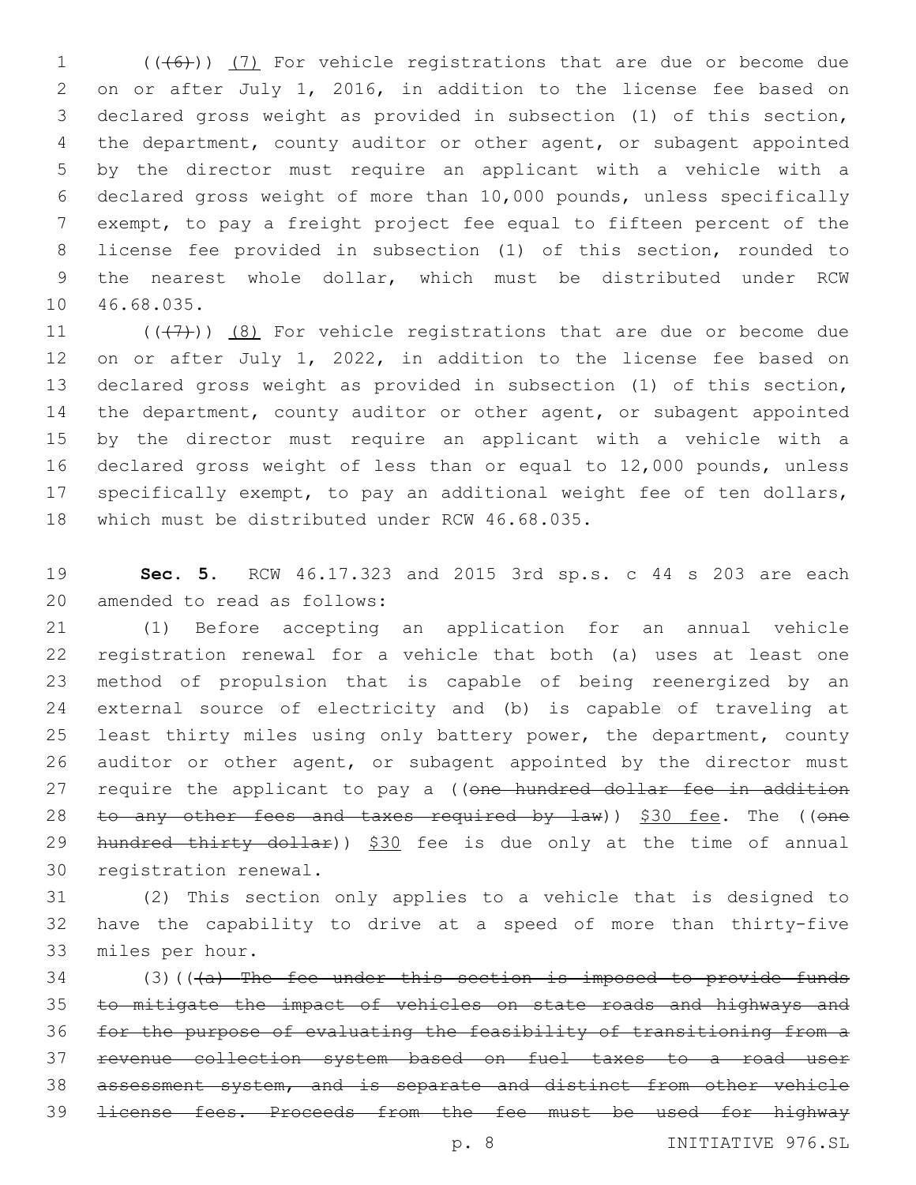(((6))) <u>(7)</u> For vehicle registrations that are due or become due on or after July 1, 2016, in addition to the license fee based on declared gross weight as provided in subsection (1) of this section, the department, county auditor or other agent, or subagent appointed by the director must require an applicant with a vehicle with a declared gross weight of more than 10,000 pounds, unless specifically exempt, to pay a freight project fee equal to fifteen percent of the license fee provided in subsection (1) of this section, rounded to the nearest whole dollar, which must be distributed under RCW 46.68.035.

(((7))) <u>(8)</u> For vehicle registrations that are due or become due on or after July 1, 2022, in addition to the license fee based on declared gross weight as provided in subsection (1) of this section, the department, county auditor or other agent, or subagent appointed by the director must require an applicant with a vehicle with a declared gross weight of less than or equal to 12,000 pounds, unless specifically exempt, to pay an additional weight fee of ten dollars, which must be distributed under RCW 46.68.035.

**Sec. 5.** RCW 46.17.323 and 2015 3rd sp.s. c 44 s 203 are each amended to read as follows:

(1) Before accepting an application for an annual vehicle registration renewal for a vehicle that both (a) uses at least one method of propulsion that is capable of being reenergized by an external source of electricity and (b) is capable of traveling at least thirty miles using only battery power, the department, county auditor or other agent, or subagent appointed by the director must require the applicant to pay a ((~~one hundred dollar fee in addition to any other fees and taxes required by law~~)) <u>$30 fee</u>. The ((~~one hundred thirty dollar~~)) <u>$30</u> fee is due only at the time of annual registration renewal.

(2) This section only applies to a vehicle that is designed to have the capability to drive at a speed of more than thirty-five miles per hour.

(3)((~~(a) The fee under this section is imposed to provide funds to mitigate the impact of vehicles on state roads and highways and for the purpose of evaluating the feasibility of transitioning from a revenue collection system based on fuel taxes to a road user assessment system, and is separate and distinct from other vehicle license fees. Proceeds from the fee must be used for highway~~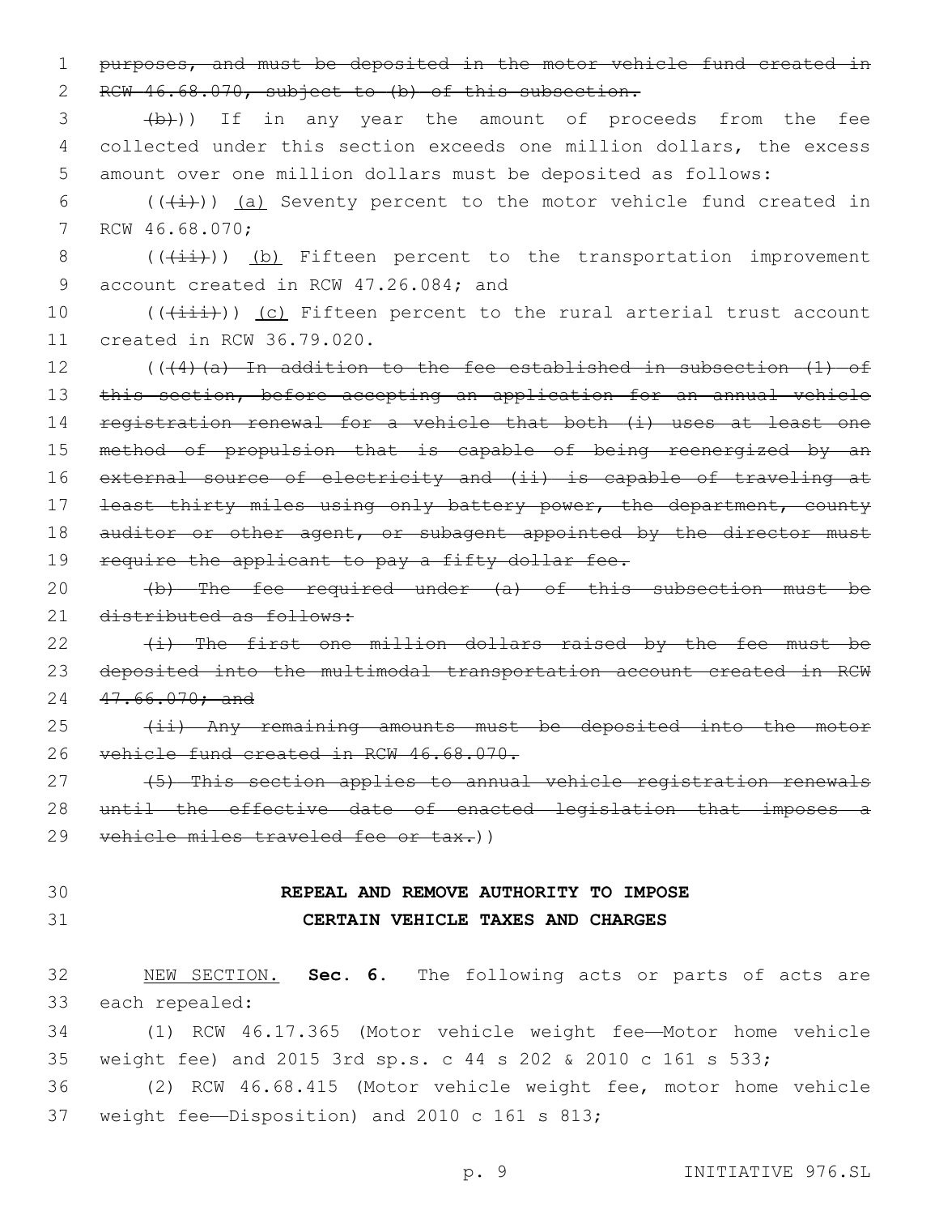~~purposes, and must be deposited in the motor vehicle fund created in RCW 46.68.070, subject to (b) of this subsection.~~

~~(b)~~)) If in any year the amount of proceeds from the fee collected under this section exceeds one million dollars, the excess amount over one million dollars must be deposited as follows:

((~~(i)~~)) <u>(a)</u> Seventy percent to the motor vehicle fund created in RCW 46.68.070;

((~~(ii)~~)) <u>(b)</u> Fifteen percent to the transportation improvement account created in RCW 47.26.084; and

((~~(iii)~~)) <u>(c)</u> Fifteen percent to the rural arterial trust account created in RCW 36.79.020.

((~~(4)(a) In addition to the fee established in subsection (1) of this section, before accepting an application for an annual vehicle registration renewal for a vehicle that both (i) uses at least one method of propulsion that is capable of being reenergized by an external source of electricity and (ii) is capable of traveling at least thirty miles using only battery power, the department, county auditor or other agent, or subagent appointed by the director must require the applicant to pay a fifty dollar fee.~~

~~(b) The fee required under (a) of this subsection must be distributed as follows:~~

~~(i) The first one million dollars raised by the fee must be deposited into the multimodal transportation account created in RCW 47.66.070; and~~

~~(ii) Any remaining amounts must be deposited into the motor vehicle fund created in RCW 46.68.070.~~

~~(5) This section applies to annual vehicle registration renewals until the effective date of enacted legislation that imposes a vehicle miles traveled fee or tax.~~))

**REPEAL AND REMOVE AUTHORITY TO IMPOSE CERTAIN VEHICLE TAXES AND CHARGES**

<u>NEW SECTION.</u> **Sec. 6.** The following acts or parts of acts are each repealed:

(1) RCW 46.17.365 (Motor vehicle weight fee—Motor home vehicle weight fee) and 2015 3rd sp.s. c 44 s 202 & 2010 c 161 s 533;

(2) RCW 46.68.415 (Motor vehicle weight fee, motor home vehicle weight fee—Disposition) and 2010 c 161 s 813;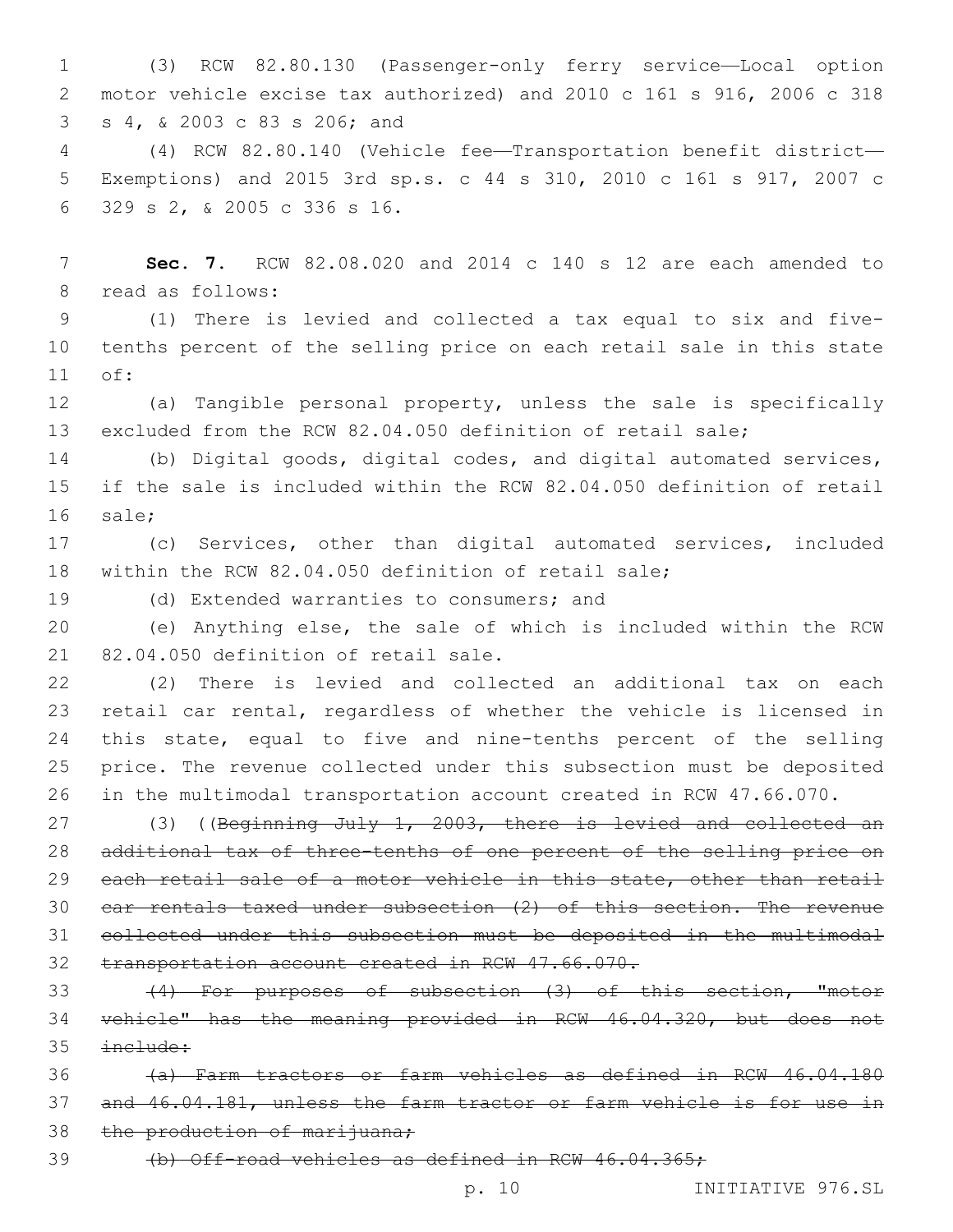(3) RCW 82.80.130 (Passenger-only ferry service—Local option motor vehicle excise tax authorized) and 2010 c 161 s 916, 2006 c 318 s 4, & 2003 c 83 s 206; and

(4) RCW 82.80.140 (Vehicle fee—Transportation benefit district—Exemptions) and 2015 3rd sp.s. c 44 s 310, 2010 c 161 s 917, 2007 c 329 s 2, & 2005 c 336 s 16.

**Sec. 7.** RCW 82.08.020 and 2014 c 140 s 12 are each amended to read as follows:

(1) There is levied and collected a tax equal to six and five-tenths percent of the selling price on each retail sale in this state of:

(a) Tangible personal property, unless the sale is specifically excluded from the RCW 82.04.050 definition of retail sale;

(b) Digital goods, digital codes, and digital automated services, if the sale is included within the RCW 82.04.050 definition of retail sale;

(c) Services, other than digital automated services, included within the RCW 82.04.050 definition of retail sale;

(d) Extended warranties to consumers; and

(e) Anything else, the sale of which is included within the RCW 82.04.050 definition of retail sale.

(2) There is levied and collected an additional tax on each retail car rental, regardless of whether the vehicle is licensed in this state, equal to five and nine-tenths percent of the selling price. The revenue collected under this subsection must be deposited in the multimodal transportation account created in RCW 47.66.070.

(3) ((~~Beginning July 1, 2003, there is levied and collected an additional tax of three-tenths of one percent of the selling price on each retail sale of a motor vehicle in this state, other than retail car rentals taxed under subsection (2) of this section. The revenue collected under this subsection must be deposited in the multimodal transportation account created in RCW 47.66.070.~~

~~(4) For purposes of subsection (3) of this section, "motor vehicle" has the meaning provided in RCW 46.04.320, but does not include:~~

~~(a) Farm tractors or farm vehicles as defined in RCW 46.04.180 and 46.04.181, unless the farm tractor or farm vehicle is for use in the production of marijuana;~~

~~(b) Off-road vehicles as defined in RCW 46.04.365;~~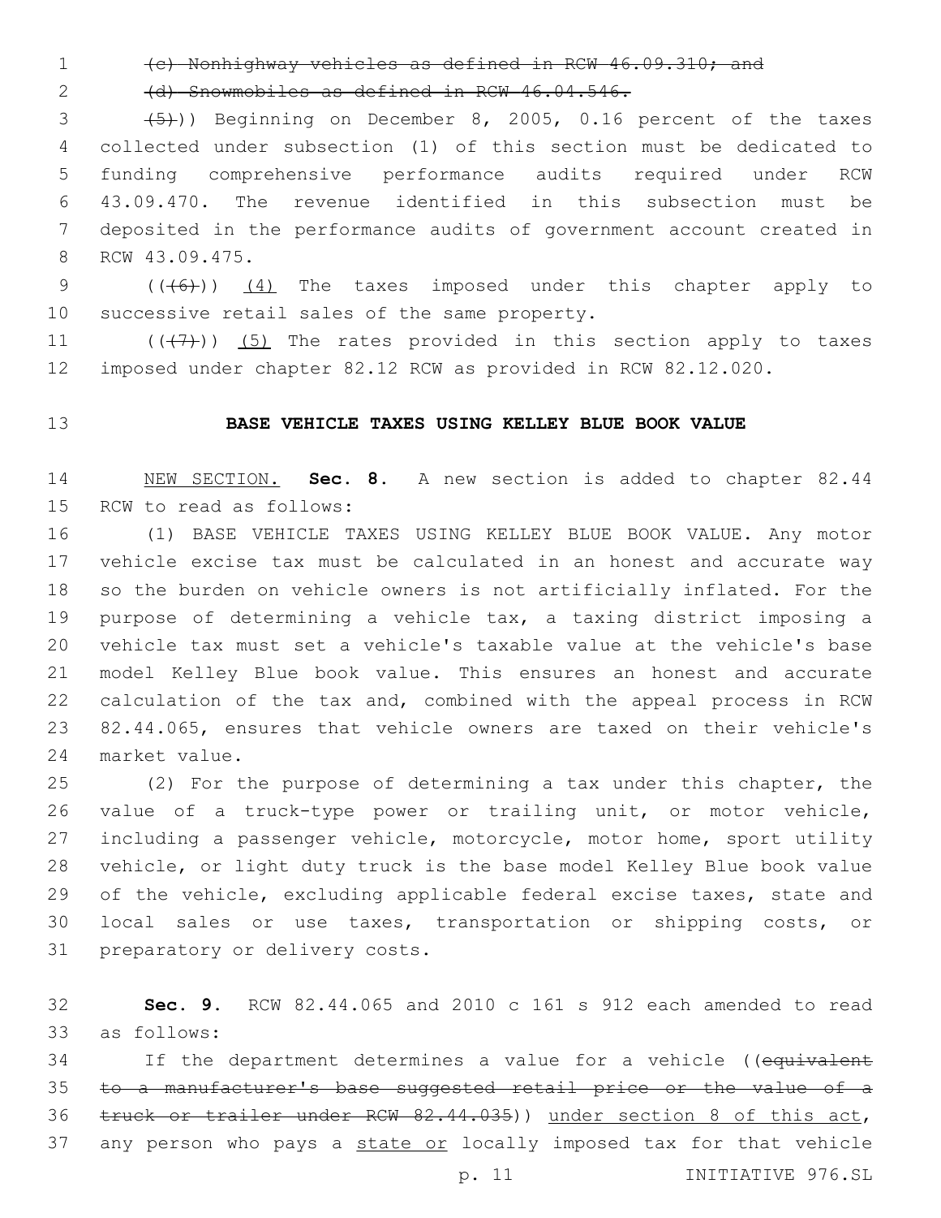~~(c) Nonhighway vehicles as defined in RCW 46.09.310; and~~

~~(d) Snowmobiles as defined in RCW 46.04.546.~~

~~(5)~~)) Beginning on December 8, 2005, 0.16 percent of the taxes collected under subsection (1) of this section must be dedicated to funding comprehensive performance audits required under RCW 43.09.470. The revenue identified in this subsection must be deposited in the performance audits of government account created in RCW 43.09.475.

((~~(6)~~)) <u>(4)</u> The taxes imposed under this chapter apply to successive retail sales of the same property.

((~~(7)~~)) <u>(5)</u> The rates provided in this section apply to taxes imposed under chapter 82.12 RCW as provided in RCW 82.12.020.

**BASE VEHICLE TAXES USING KELLEY BLUE BOOK VALUE**

<u>NEW SECTION.</u> **Sec. 8.** A new section is added to chapter 82.44 RCW to read as follows:

(1) BASE VEHICLE TAXES USING KELLEY BLUE BOOK VALUE. Any motor vehicle excise tax must be calculated in an honest and accurate way so the burden on vehicle owners is not artificially inflated. For the purpose of determining a vehicle tax, a taxing district imposing a vehicle tax must set a vehicle's taxable value at the vehicle's base model Kelley Blue book value. This ensures an honest and accurate calculation of the tax and, combined with the appeal process in RCW 82.44.065, ensures that vehicle owners are taxed on their vehicle's market value.

(2) For the purpose of determining a tax under this chapter, the value of a truck-type power or trailing unit, or motor vehicle, including a passenger vehicle, motorcycle, motor home, sport utility vehicle, or light duty truck is the base model Kelley Blue book value of the vehicle, excluding applicable federal excise taxes, state and local sales or use taxes, transportation or shipping costs, or preparatory or delivery costs.

**Sec. 9.** RCW 82.44.065 and 2010 c 161 s 912 each amended to read as follows:

If the department determines a value for a vehicle ((~~equivalent to a manufacturer's base suggested retail price or the value of a truck or trailer under RCW 82.44.035~~)) <u>under section 8 of this act</u>, any person who pays a <u>state or</u> locally imposed tax for that vehicle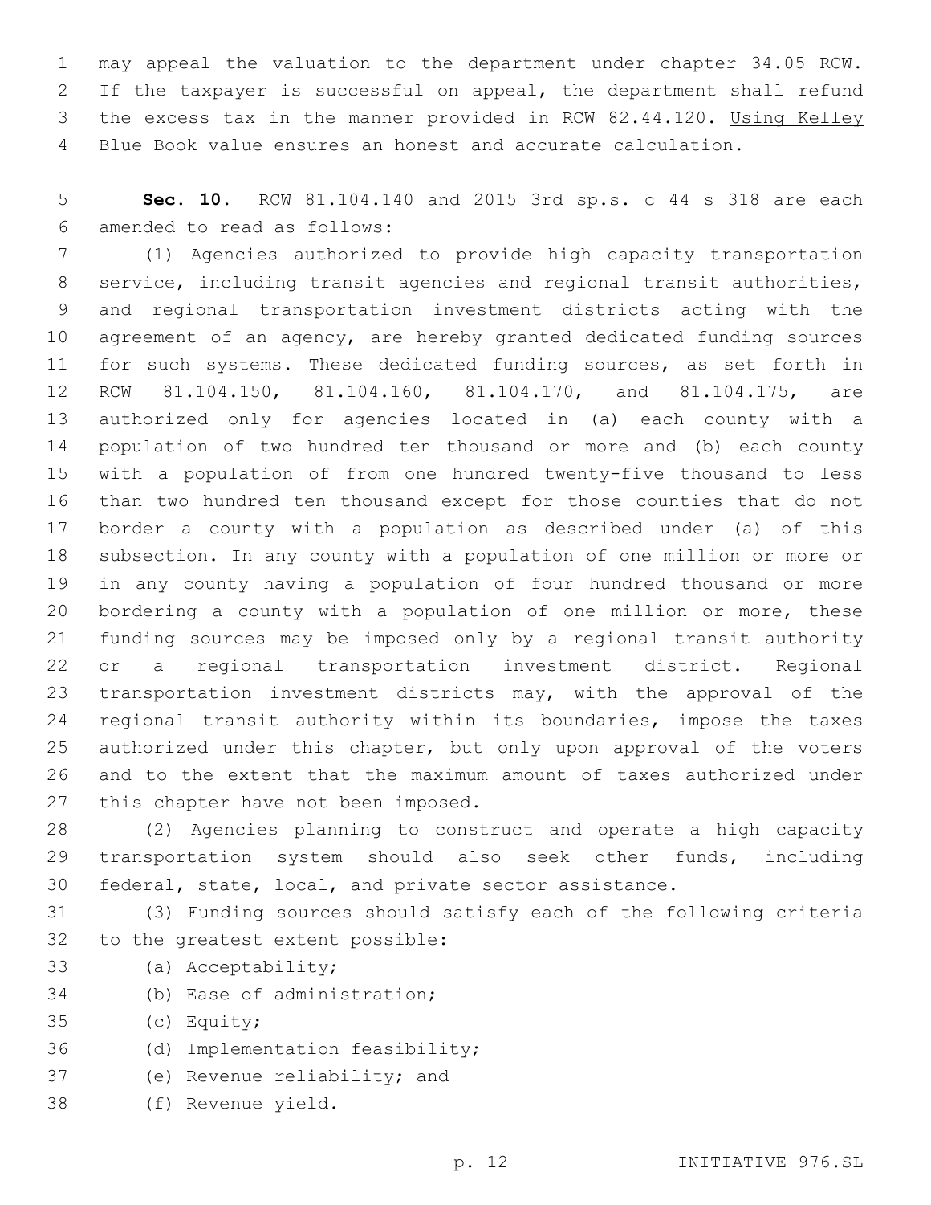may appeal the valuation to the department under chapter 34.05 RCW. If the taxpayer is successful on appeal, the department shall refund the excess tax in the manner provided in RCW 82.44.120. <u>Using Kelley Blue Book value ensures an honest and accurate calculation.</u>

**Sec. 10.** RCW 81.104.140 and 2015 3rd sp.s. c 44 s 318 are each amended to read as follows:

(1) Agencies authorized to provide high capacity transportation service, including transit agencies and regional transit authorities, and regional transportation investment districts acting with the agreement of an agency, are hereby granted dedicated funding sources for such systems. These dedicated funding sources, as set forth in RCW 81.104.150, 81.104.160, 81.104.170, and 81.104.175, are authorized only for agencies located in (a) each county with a population of two hundred ten thousand or more and (b) each county with a population of from one hundred twenty-five thousand to less than two hundred ten thousand except for those counties that do not border a county with a population as described under (a) of this subsection. In any county with a population of one million or more or in any county having a population of four hundred thousand or more bordering a county with a population of one million or more, these funding sources may be imposed only by a regional transit authority or a regional transportation investment district. Regional transportation investment districts may, with the approval of the regional transit authority within its boundaries, impose the taxes authorized under this chapter, but only upon approval of the voters and to the extent that the maximum amount of taxes authorized under this chapter have not been imposed.

(2) Agencies planning to construct and operate a high capacity transportation system should also seek other funds, including federal, state, local, and private sector assistance.

(3) Funding sources should satisfy each of the following criteria to the greatest extent possible:

(a) Acceptability;

(b) Ease of administration;

(c) Equity;

(d) Implementation feasibility;

(e) Revenue reliability; and

(f) Revenue yield.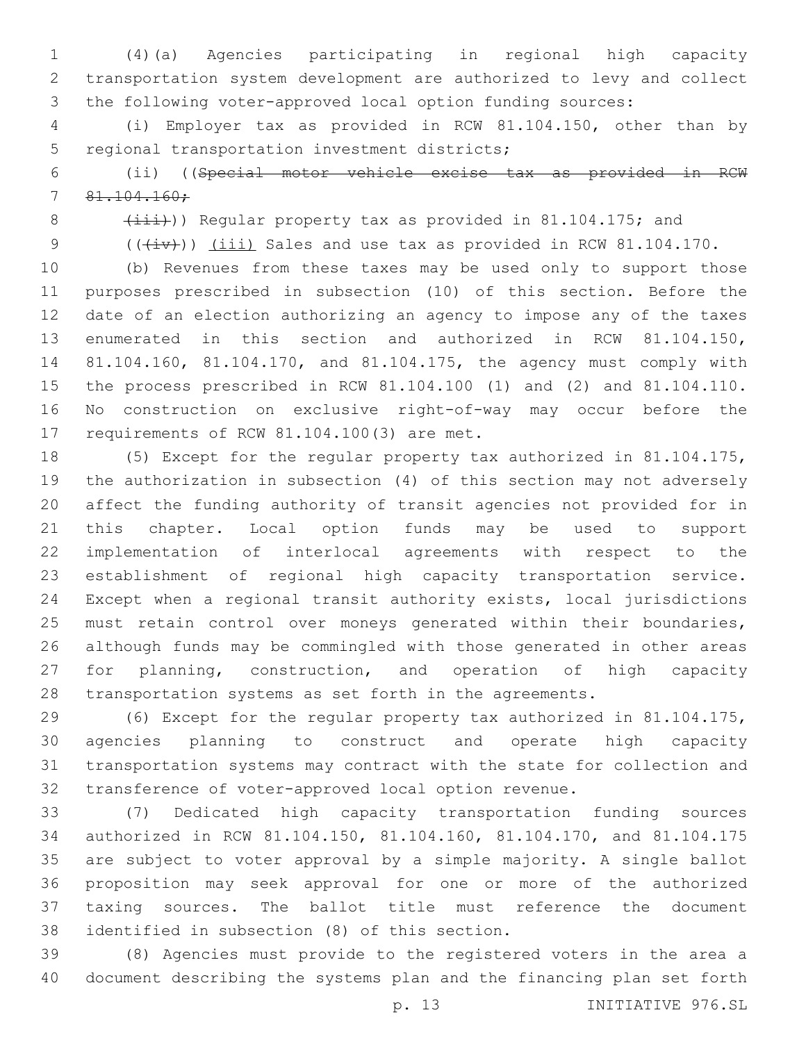(4)(a) Agencies participating in regional high capacity transportation system development are authorized to levy and collect the following voter-approved local option funding sources:

(i) Employer tax as provided in RCW 81.104.150, other than by regional transportation investment districts;

(ii) ((~~Special motor vehicle excise tax as provided in RCW 81.104.160;~~

~~(iii)~~)) Regular property tax as provided in 81.104.175; and

((~~(iv)~~)) <u>(iii)</u> Sales and use tax as provided in RCW 81.104.170.

(b) Revenues from these taxes may be used only to support those purposes prescribed in subsection (10) of this section. Before the date of an election authorizing an agency to impose any of the taxes enumerated in this section and authorized in RCW 81.104.150, 81.104.160, 81.104.170, and 81.104.175, the agency must comply with the process prescribed in RCW 81.104.100 (1) and (2) and 81.104.110. No construction on exclusive right-of-way may occur before the requirements of RCW 81.104.100(3) are met.

(5) Except for the regular property tax authorized in 81.104.175, the authorization in subsection (4) of this section may not adversely affect the funding authority of transit agencies not provided for in this chapter. Local option funds may be used to support implementation of interlocal agreements with respect to the establishment of regional high capacity transportation service. Except when a regional transit authority exists, local jurisdictions must retain control over moneys generated within their boundaries, although funds may be commingled with those generated in other areas for planning, construction, and operation of high capacity transportation systems as set forth in the agreements.

(6) Except for the regular property tax authorized in 81.104.175, agencies planning to construct and operate high capacity transportation systems may contract with the state for collection and transference of voter-approved local option revenue.

(7) Dedicated high capacity transportation funding sources authorized in RCW 81.104.150, 81.104.160, 81.104.170, and 81.104.175 are subject to voter approval by a simple majority. A single ballot proposition may seek approval for one or more of the authorized taxing sources. The ballot title must reference the document identified in subsection (8) of this section.

(8) Agencies must provide to the registered voters in the area a document describing the systems plan and the financing plan set forth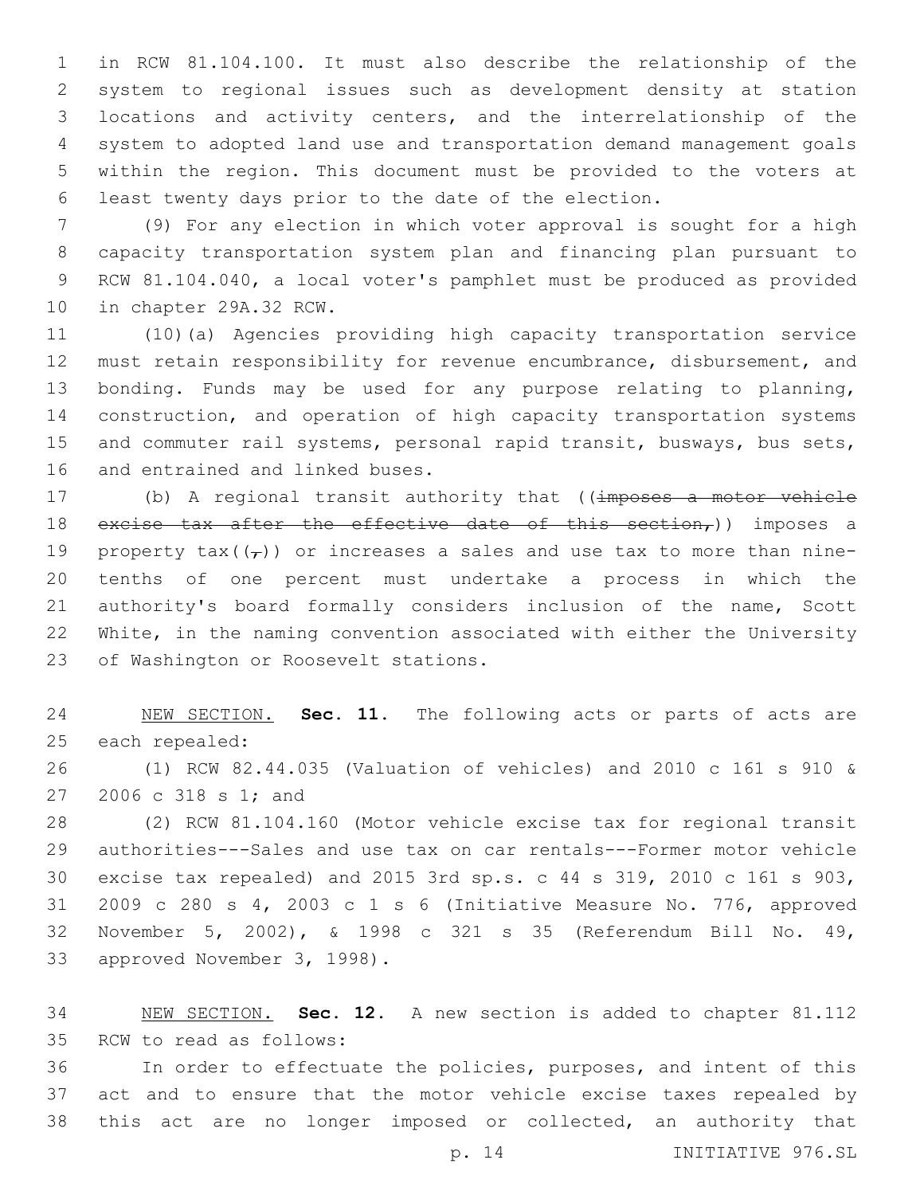in RCW 81.104.100. It must also describe the relationship of the system to regional issues such as development density at station locations and activity centers, and the interrelationship of the system to adopted land use and transportation demand management goals within the region. This document must be provided to the voters at least twenty days prior to the date of the election.

(9) For any election in which voter approval is sought for a high capacity transportation system plan and financing plan pursuant to RCW 81.104.040, a local voter's pamphlet must be produced as provided in chapter 29A.32 RCW.

(10)(a) Agencies providing high capacity transportation service must retain responsibility for revenue encumbrance, disbursement, and bonding. Funds may be used for any purpose relating to planning, construction, and operation of high capacity transportation systems and commuter rail systems, personal rapid transit, busways, bus sets, and entrained and linked buses.

(b) A regional transit authority that ((~~imposes a motor vehicle excise tax after the effective date of this section,~~)) imposes a property tax((~~,~~)) or increases a sales and use tax to more than nine-tenths of one percent must undertake a process in which the authority's board formally considers inclusion of the name, Scott White, in the naming convention associated with either the University of Washington or Roosevelt stations.

<u>NEW SECTION.</u> **Sec. 11.** The following acts or parts of acts are each repealed:

(1) RCW 82.44.035 (Valuation of vehicles) and 2010 c 161 s 910 & 2006 c 318 s 1; and

(2) RCW 81.104.160 (Motor vehicle excise tax for regional transit authorities---Sales and use tax on car rentals---Former motor vehicle excise tax repealed) and 2015 3rd sp.s. c 44 s 319, 2010 c 161 s 903, 2009 c 280 s 4, 2003 c 1 s 6 (Initiative Measure No. 776, approved November 5, 2002), & 1998 c 321 s 35 (Referendum Bill No. 49, approved November 3, 1998).

<u>NEW SECTION.</u> **Sec. 12.** A new section is added to chapter 81.112 RCW to read as follows:

In order to effectuate the policies, purposes, and intent of this act and to ensure that the motor vehicle excise taxes repealed by this act are no longer imposed or collected, an authority that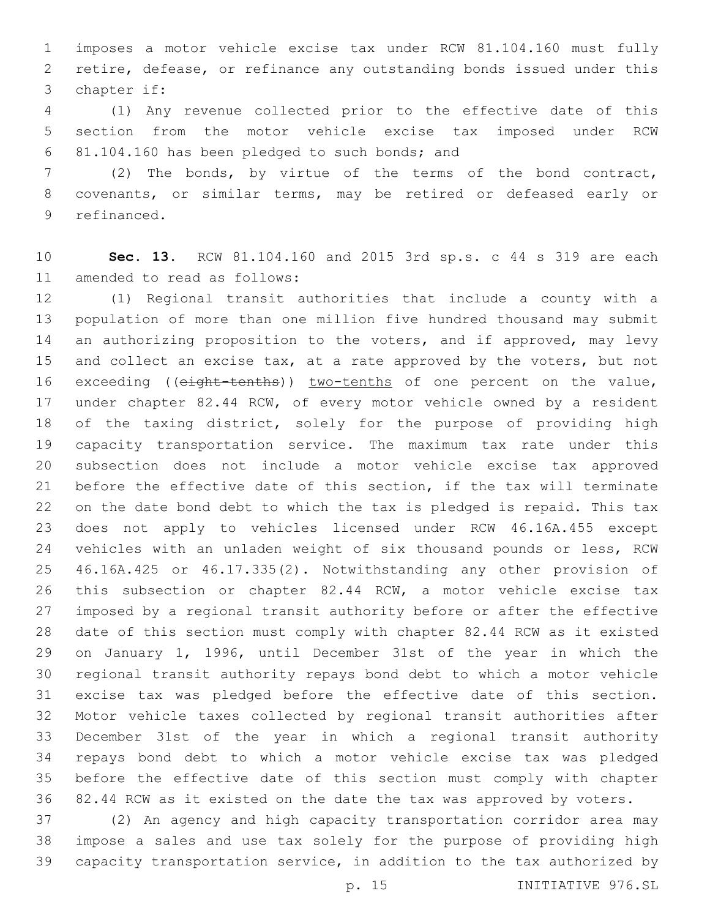imposes a motor vehicle excise tax under RCW 81.104.160 must fully retire, defease, or refinance any outstanding bonds issued under this chapter if:

(1) Any revenue collected prior to the effective date of this section from the motor vehicle excise tax imposed under RCW 81.104.160 has been pledged to such bonds; and

(2) The bonds, by virtue of the terms of the bond contract, covenants, or similar terms, may be retired or defeased early or refinanced.

**Sec. 13.** RCW 81.104.160 and 2015 3rd sp.s. c 44 s 319 are each amended to read as follows:

(1) Regional transit authorities that include a county with a population of more than one million five hundred thousand may submit an authorizing proposition to the voters, and if approved, may levy and collect an excise tax, at a rate approved by the voters, but not exceeding ((~~eight-tenths~~)) <u>two-tenths</u> of one percent on the value, under chapter 82.44 RCW, of every motor vehicle owned by a resident of the taxing district, solely for the purpose of providing high capacity transportation service. The maximum tax rate under this subsection does not include a motor vehicle excise tax approved before the effective date of this section, if the tax will terminate on the date bond debt to which the tax is pledged is repaid. This tax does not apply to vehicles licensed under RCW 46.16A.455 except vehicles with an unladen weight of six thousand pounds or less, RCW 46.16A.425 or 46.17.335(2). Notwithstanding any other provision of this subsection or chapter 82.44 RCW, a motor vehicle excise tax imposed by a regional transit authority before or after the effective date of this section must comply with chapter 82.44 RCW as it existed on January 1, 1996, until December 31st of the year in which the regional transit authority repays bond debt to which a motor vehicle excise tax was pledged before the effective date of this section. Motor vehicle taxes collected by regional transit authorities after December 31st of the year in which a regional transit authority repays bond debt to which a motor vehicle excise tax was pledged before the effective date of this section must comply with chapter 82.44 RCW as it existed on the date the tax was approved by voters.

(2) An agency and high capacity transportation corridor area may impose a sales and use tax solely for the purpose of providing high capacity transportation service, in addition to the tax authorized by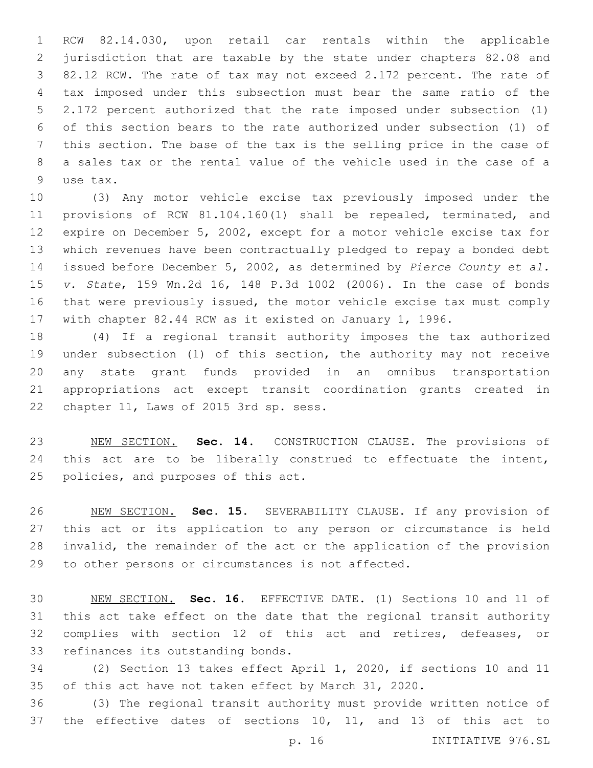RCW 82.14.030, upon retail car rentals within the applicable jurisdiction that are taxable by the state under chapters 82.08 and 82.12 RCW. The rate of tax may not exceed 2.172 percent. The rate of tax imposed under this subsection must bear the same ratio of the 2.172 percent authorized that the rate imposed under subsection (1) of this section bears to the rate authorized under subsection (1) of this section. The base of the tax is the selling price in the case of a sales tax or the rental value of the vehicle used in the case of a use tax.

(3) Any motor vehicle excise tax previously imposed under the provisions of RCW 81.104.160(1) shall be repealed, terminated, and expire on December 5, 2002, except for a motor vehicle excise tax for which revenues have been contractually pledged to repay a bonded debt issued before December 5, 2002, as determined by *Pierce County et al. v. State*, 159 Wn.2d 16, 148 P.3d 1002 (2006). In the case of bonds that were previously issued, the motor vehicle excise tax must comply with chapter 82.44 RCW as it existed on January 1, 1996.

(4) If a regional transit authority imposes the tax authorized under subsection (1) of this section, the authority may not receive any state grant funds provided in an omnibus transportation appropriations act except transit coordination grants created in chapter 11, Laws of 2015 3rd sp. sess.

NEW SECTION. **Sec. 14.** CONSTRUCTION CLAUSE. The provisions of this act are to be liberally construed to effectuate the intent, policies, and purposes of this act.

NEW SECTION. **Sec. 15.** SEVERABILITY CLAUSE. If any provision of this act or its application to any person or circumstance is held invalid, the remainder of the act or the application of the provision to other persons or circumstances is not affected.

NEW SECTION. **Sec. 16.** EFFECTIVE DATE. (1) Sections 10 and 11 of this act take effect on the date that the regional transit authority complies with section 12 of this act and retires, defeases, or refinances its outstanding bonds.

(2) Section 13 takes effect April 1, 2020, if sections 10 and 11 of this act have not taken effect by March 31, 2020.

(3) The regional transit authority must provide written notice of the effective dates of sections 10, 11, and 13 of this act to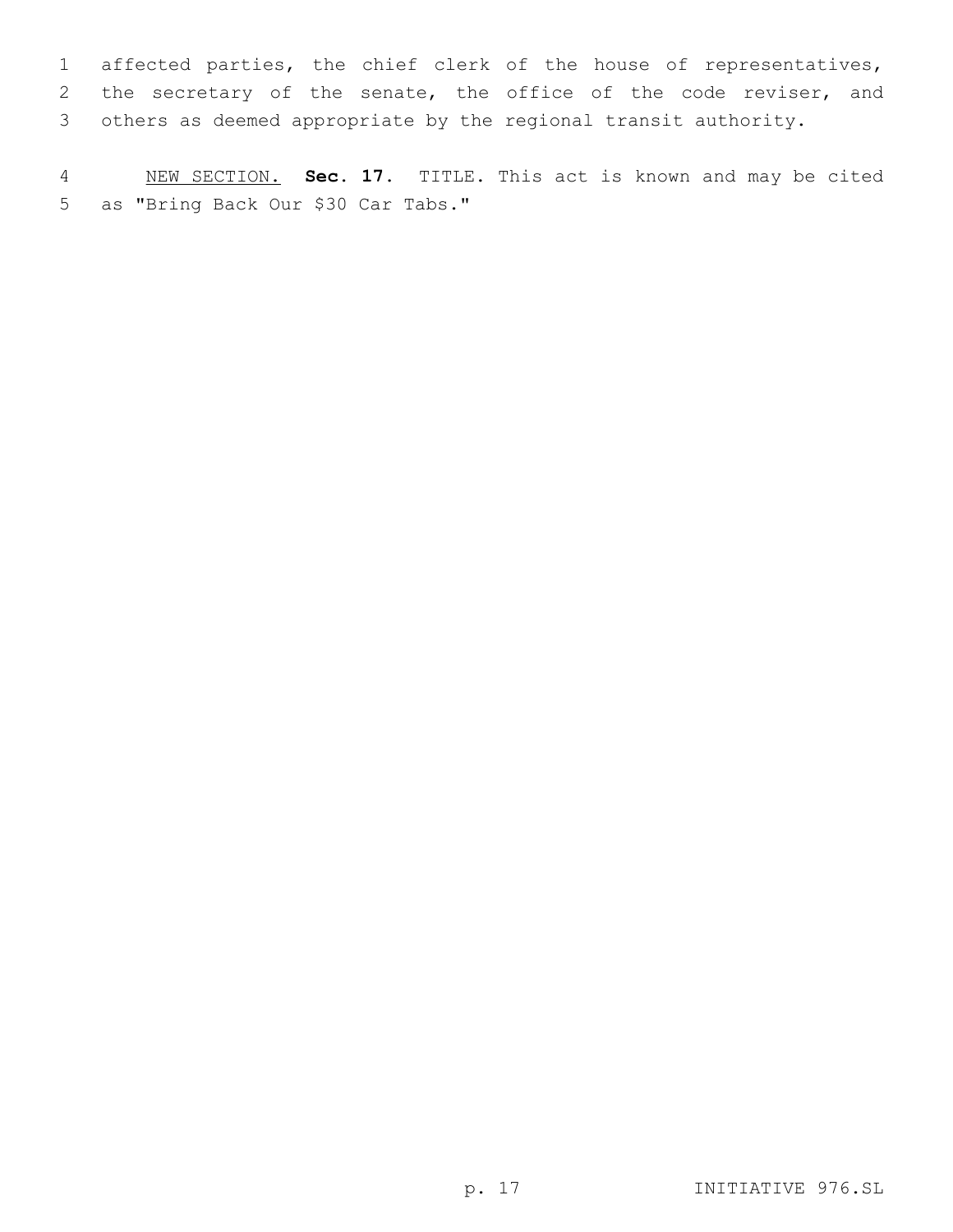affected parties, the chief clerk of the house of representatives, the secretary of the senate, the office of the code reviser, and others as deemed appropriate by the regional transit authority.

NEW SECTION. **Sec. 17.** TITLE. This act is known and may be cited as "Bring Back Our $30 Car Tabs."